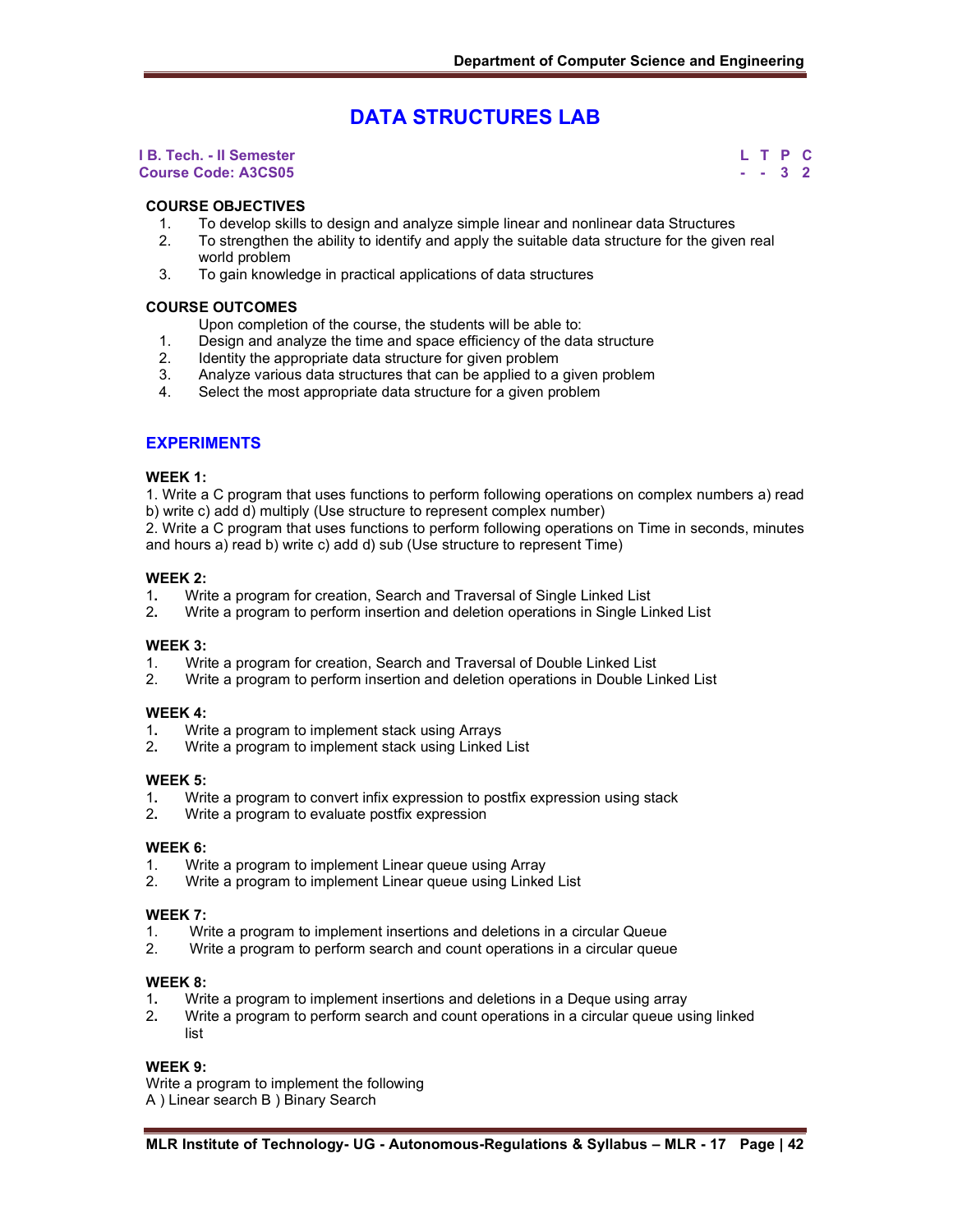# DATA STRUCTURES LAB

**I B. Tech. - II Semester**
**Course Code: A3CS05**

| L | T | P | C |
|---|---|---|---|
| - | - | 3 | 2 |

### COURSE OBJECTIVES

1. To develop skills to design and analyze simple linear and nonlinear data Structures
2. To strengthen the ability to identify and apply the suitable data structure for the given real world problem
3. To gain knowledge in practical applications of data structures

### COURSE OUTCOMES

Upon completion of the course, the students will be able to:

1. Design and analyze the time and space efficiency of the data structure
2. Identity the appropriate data structure for given problem
3. Analyze various data structures that can be applied to a given problem
4. Select the most appropriate data structure for a given problem

## EXPERIMENTS

**WEEK 1:**

1. Write a C program that uses functions to perform following operations on complex numbers a) read b) write c) add d) multiply (Use structure to represent complex number)
2. Write a C program that uses functions to perform following operations on Time in seconds, minutes and hours a) read b) write c) add d) sub (Use structure to represent Time)

**WEEK 2:**

1. Write a program for creation, Search and Traversal of Single Linked List
2. Write a program to perform insertion and deletion operations in Single Linked List

**WEEK 3:**

1. Write a program for creation, Search and Traversal of Double Linked List
2. Write a program to perform insertion and deletion operations in Double Linked List

**WEEK 4:**

1. Write a program to implement stack using Arrays
2. Write a program to implement stack using Linked List

**WEEK 5:**

1. Write a program to convert infix expression to postfix expression using stack
2. Write a program to evaluate postfix expression

**WEEK 6:**

1. Write a program to implement Linear queue using Array
2. Write a program to implement Linear queue using Linked List

**WEEK 7:**

1. Write a program to implement insertions and deletions in a circular Queue
2. Write a program to perform search and count operations in a circular queue

**WEEK 8:**

1. Write a program to implement insertions and deletions in a Deque using array
2. Write a program to perform search and count operations in a circular queue using linked list

**WEEK 9:**

Write a program to implement the following
A ) Linear search B ) Binary Search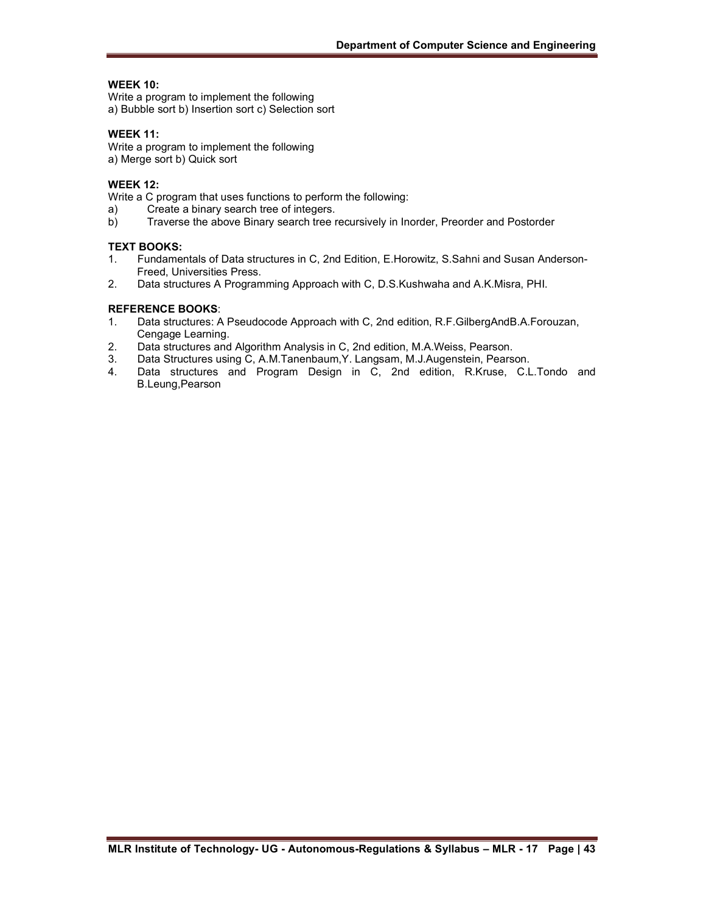**WEEK 10:**
Write a program to implement the following
a) Bubble sort b) Insertion sort c) Selection sort

**WEEK 11:**
Write a program to implement the following
a) Merge sort b) Quick sort

**WEEK 12:**
Write a C program that uses functions to perform the following:

a) Create a binary search tree of integers.
b) Traverse the above Binary search tree recursively in Inorder, Preorder and Postorder

**TEXT BOOKS:**

1. Fundamentals of Data structures in C, 2nd Edition, E.Horowitz, S.Sahni and Susan Anderson-Freed, Universities Press.
2. Data structures A Programming Approach with C, D.S.Kushwaha and A.K.Misra, PHI.

**REFERENCE BOOKS**:

1. Data structures: A Pseudocode Approach with C, 2nd edition, R.F.GilbergAndB.A.Forouzan, Cengage Learning.
2. Data structures and Algorithm Analysis in C, 2nd edition, M.A.Weiss, Pearson.
3. Data Structures using C, A.M.Tanenbaum,Y. Langsam, M.J.Augenstein, Pearson.
4. Data structures and Program Design in C, 2nd edition, R.Kruse, C.L.Tondo and B.Leung,Pearson